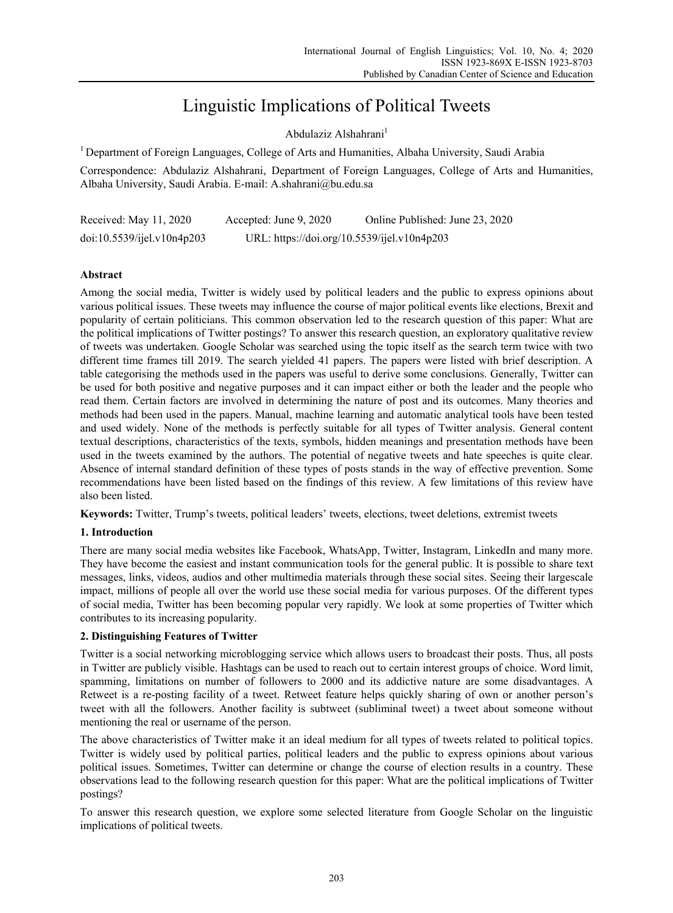# Linguistic Implications of Political Tweets

Abdulaziz Alshahrani[1]

[1] Department of Foreign Languages, College of Arts and Humanities, Albaha University, Saudi Arabia

Correspondence: Abdulaziz Alshahrani, Department of Foreign Languages, College of Arts and Humanities, Albaha University, Saudi Arabia. E-mail: A.shahrani@bu.edu.sa

Received: May 11, 2020  Accepted: June 9, 2020  Online Published: June 23, 2020

doi:10.5539/ijel.v10n4p203  URL: https://doi.org/10.5539/ijel.v10n4p203

## Abstract

Among the social media, Twitter is widely used by political leaders and the public to express opinions about various political issues. These tweets may influence the course of major political events like elections, Brexit and popularity of certain politicians. This common observation led to the research question of this paper: What are the political implications of Twitter postings? To answer this research question, an exploratory qualitative review of tweets was undertaken. Google Scholar was searched using the topic itself as the search term twice with two different time frames till 2019. The search yielded 41 papers. The papers were listed with brief description. A table categorising the methods used in the papers was useful to derive some conclusions. Generally, Twitter can be used for both positive and negative purposes and it can impact either or both the leader and the people who read them. Certain factors are involved in determining the nature of post and its outcomes. Many theories and methods had been used in the papers. Manual, machine learning and automatic analytical tools have been tested and used widely. None of the methods is perfectly suitable for all types of Twitter analysis. General content textual descriptions, characteristics of the texts, symbols, hidden meanings and presentation methods have been used in the tweets examined by the authors. The potential of negative tweets and hate speeches is quite clear. Absence of internal standard definition of these types of posts stands in the way of effective prevention. Some recommendations have been listed based on the findings of this review. A few limitations of this review have also been listed.

**Keywords:** Twitter, Trump's tweets, political leaders' tweets, elections, tweet deletions, extremist tweets

## 1. Introduction

There are many social media websites like Facebook, WhatsApp, Twitter, Instagram, LinkedIn and many more. They have become the easiest and instant communication tools for the general public. It is possible to share text messages, links, videos, audios and other multimedia materials through these social sites. Seeing their largescale impact, millions of people all over the world use these social media for various purposes. Of the different types of social media, Twitter has been becoming popular very rapidly. We look at some properties of Twitter which contributes to its increasing popularity.

## 2. Distinguishing Features of Twitter

Twitter is a social networking microblogging service which allows users to broadcast their posts. Thus, all posts in Twitter are publicly visible. Hashtags can be used to reach out to certain interest groups of choice. Word limit, spamming, limitations on number of followers to 2000 and its addictive nature are some disadvantages. A Retweet is a re-posting facility of a tweet. Retweet feature helps quickly sharing of own or another person's tweet with all the followers. Another facility is subtweet (subliminal tweet) a tweet about someone without mentioning the real or username of the person.

The above characteristics of Twitter make it an ideal medium for all types of tweets related to political topics. Twitter is widely used by political parties, political leaders and the public to express opinions about various political issues. Sometimes, Twitter can determine or change the course of election results in a country. These observations lead to the following research question for this paper: What are the political implications of Twitter postings?

To answer this research question, we explore some selected literature from Google Scholar on the linguistic implications of political tweets.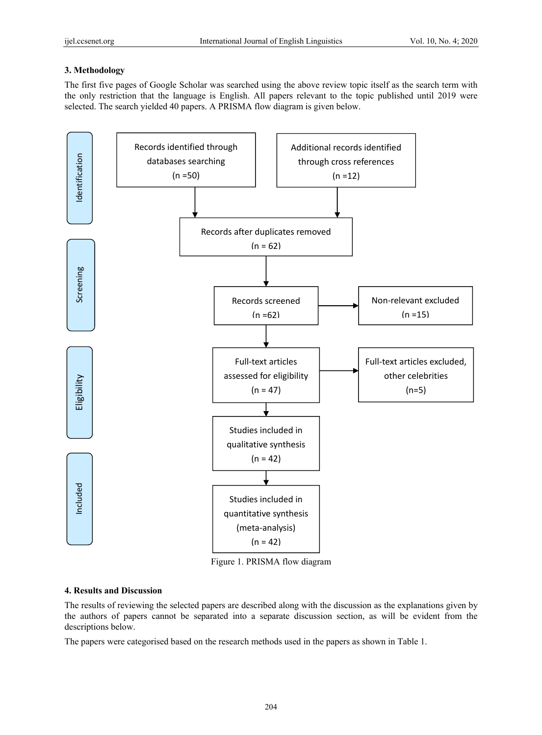## 3. Methodology

The first five pages of Google Scholar was searched using the above review topic itself as the search term with the only restriction that the language is English. All papers relevant to the topic published until 2019 were selected. The search yielded 40 papers. A PRISMA flow diagram is given below.

**Identification**

- Records identified through databases searching (n =50)
- Additional records identified through cross references (n =12)
- Records after duplicates removed (n = 62)

**Screening**

- Records screened (n =62)
- Non-relevant excluded (n =15)

**Eligibility**

- Full-text articles assessed for eligibility (n = 47)
- Full-text articles excluded, other celebrities (n=5)

**Included**

- Studies included in qualitative synthesis (n = 42)
- Studies included in quantitative synthesis (meta-analysis) (n = 42)

Figure 1. PRISMA flow diagram

## 4. Results and Discussion

The results of reviewing the selected papers are described along with the discussion as the explanations given by the authors of papers cannot be separated into a separate discussion section, as will be evident from the descriptions below.

The papers were categorised based on the research methods used in the papers as shown in Table 1.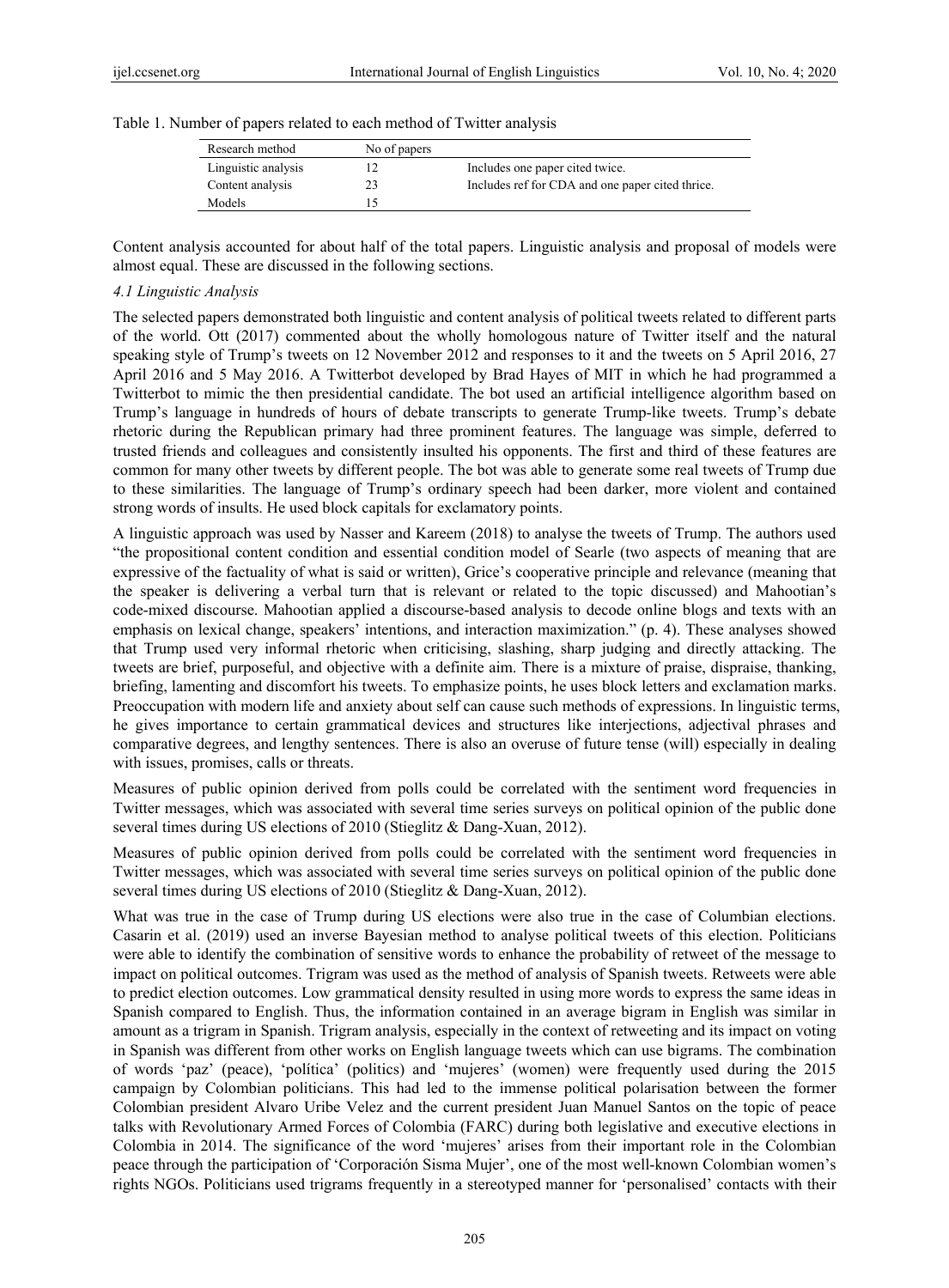Table 1. Number of papers related to each method of Twitter analysis

| Research method | No of papers | |
|---|---|---|
| Linguistic analysis | 12 | Includes one paper cited twice. |
| Content analysis | 23 | Includes ref for CDA and one paper cited thrice. |
| Models | 15 | |

Content analysis accounted for about half of the total papers. Linguistic analysis and proposal of models were almost equal. These are discussed in the following sections.

### *4.1 Linguistic Analysis*

The selected papers demonstrated both linguistic and content analysis of political tweets related to different parts of the world. Ott (2017) commented about the wholly homologous nature of Twitter itself and the natural speaking style of Trump's tweets on 12 November 2012 and responses to it and the tweets on 5 April 2016, 27 April 2016 and 5 May 2016. A Twitterbot developed by Brad Hayes of MIT in which he had programmed a Twitterbot to mimic the then presidential candidate. The bot used an artificial intelligence algorithm based on Trump's language in hundreds of hours of debate transcripts to generate Trump-like tweets. Trump's debate rhetoric during the Republican primary had three prominent features. The language was simple, deferred to trusted friends and colleagues and consistently insulted his opponents. The first and third of these features are common for many other tweets by different people. The bot was able to generate some real tweets of Trump due to these similarities. The language of Trump's ordinary speech had been darker, more violent and contained strong words of insults. He used block capitals for exclamatory points.

A linguistic approach was used by Nasser and Kareem (2018) to analyse the tweets of Trump. The authors used "the propositional content condition and essential condition model of Searle (two aspects of meaning that are expressive of the factuality of what is said or written), Grice's cooperative principle and relevance (meaning that the speaker is delivering a verbal turn that is relevant or related to the topic discussed) and Mahootian's code-mixed discourse. Mahootian applied a discourse-based analysis to decode online blogs and texts with an emphasis on lexical change, speakers' intentions, and interaction maximization." (p. 4). These analyses showed that Trump used very informal rhetoric when criticising, slashing, sharp judging and directly attacking. The tweets are brief, purposeful, and objective with a definite aim. There is a mixture of praise, dispraise, thanking, briefing, lamenting and discomfort his tweets. To emphasize points, he uses block letters and exclamation marks. Preoccupation with modern life and anxiety about self can cause such methods of expressions. In linguistic terms, he gives importance to certain grammatical devices and structures like interjections, adjectival phrases and comparative degrees, and lengthy sentences. There is also an overuse of future tense (will) especially in dealing with issues, promises, calls or threats.

Measures of public opinion derived from polls could be correlated with the sentiment word frequencies in Twitter messages, which was associated with several time series surveys on political opinion of the public done several times during US elections of 2010 (Stieglitz & Dang-Xuan, 2012).

Measures of public opinion derived from polls could be correlated with the sentiment word frequencies in Twitter messages, which was associated with several time series surveys on political opinion of the public done several times during US elections of 2010 (Stieglitz & Dang-Xuan, 2012).

What was true in the case of Trump during US elections were also true in the case of Columbian elections. Casarin et al. (2019) used an inverse Bayesian method to analyse political tweets of this election. Politicians were able to identify the combination of sensitive words to enhance the probability of retweet of the message to impact on political outcomes. Trigram was used as the method of analysis of Spanish tweets. Retweets were able to predict election outcomes. Low grammatical density resulted in using more words to express the same ideas in Spanish compared to English. Thus, the information contained in an average bigram in English was similar in amount as a trigram in Spanish. Trigram analysis, especially in the context of retweeting and its impact on voting in Spanish was different from other works on English language tweets which can use bigrams. The combination of words 'paz' (peace), 'política' (politics) and 'mujeres' (women) were frequently used during the 2015 campaign by Colombian politicians. This had led to the immense political polarisation between the former Colombian president Alvaro Uribe Velez and the current president Juan Manuel Santos on the topic of peace talks with Revolutionary Armed Forces of Colombia (FARC) during both legislative and executive elections in Colombia in 2014. The significance of the word 'mujeres' arises from their important role in the Colombian peace through the participation of 'Corporación Sisma Mujer', one of the most well-known Colombian women's rights NGOs. Politicians used trigrams frequently in a stereotyped manner for 'personalised' contacts with their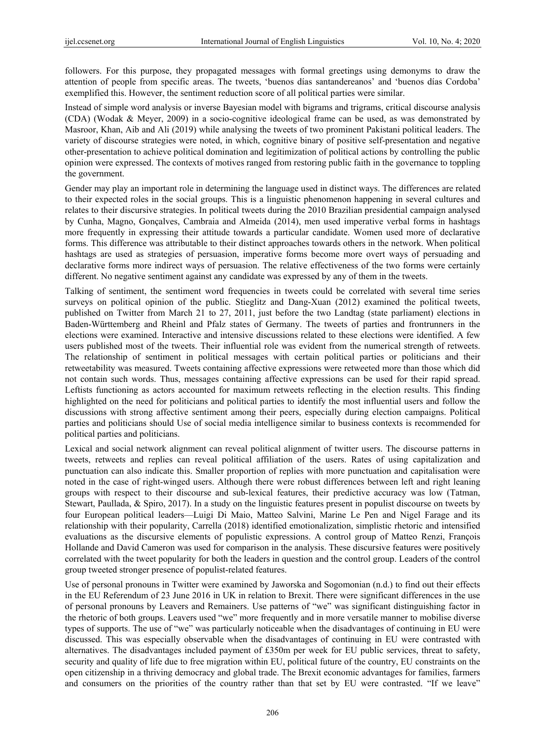followers. For this purpose, they propagated messages with formal greetings using demonyms to draw the attention of people from specific areas. The tweets, 'buenos días santandereanos' and 'buenos días Cordoba' exemplified this. However, the sentiment reduction score of all political parties were similar.

Instead of simple word analysis or inverse Bayesian model with bigrams and trigrams, critical discourse analysis (CDA) (Wodak & Meyer, 2009) in a socio-cognitive ideological frame can be used, as was demonstrated by Masroor, Khan, Aib and Ali (2019) while analysing the tweets of two prominent Pakistani political leaders. The variety of discourse strategies were noted, in which, cognitive binary of positive self-presentation and negative other-presentation to achieve political domination and legitimization of political actions by controlling the public opinion were expressed. The contexts of motives ranged from restoring public faith in the governance to toppling the government.

Gender may play an important role in determining the language used in distinct ways. The differences are related to their expected roles in the social groups. This is a linguistic phenomenon happening in several cultures and relates to their discursive strategies. In political tweets during the 2010 Brazilian presidential campaign analysed by Cunha, Magno, Gonçalves, Cambraia and Almeida (2014), men used imperative verbal forms in hashtags more frequently in expressing their attitude towards a particular candidate. Women used more of declarative forms. This difference was attributable to their distinct approaches towards others in the network. When political hashtags are used as strategies of persuasion, imperative forms become more overt ways of persuading and declarative forms more indirect ways of persuasion. The relative effectiveness of the two forms were certainly different. No negative sentiment against any candidate was expressed by any of them in the tweets.

Talking of sentiment, the sentiment word frequencies in tweets could be correlated with several time series surveys on political opinion of the public. Stieglitz and Dang-Xuan (2012) examined the political tweets, published on Twitter from March 21 to 27, 2011, just before the two Landtag (state parliament) elections in Baden-Württemberg and Rheinl and Pfalz states of Germany. The tweets of parties and frontrunners in the elections were examined. Interactive and intensive discussions related to these elections were identified. A few users published most of the tweets. Their influential role was evident from the numerical strength of retweets. The relationship of sentiment in political messages with certain political parties or politicians and their retweetability was measured. Tweets containing affective expressions were retweeted more than those which did not contain such words. Thus, messages containing affective expressions can be used for their rapid spread. Leftists functioning as actors accounted for maximum retweets reflecting in the election results. This finding highlighted on the need for politicians and political parties to identify the most influential users and follow the discussions with strong affective sentiment among their peers, especially during election campaigns. Political parties and politicians should Use of social media intelligence similar to business contexts is recommended for political parties and politicians.

Lexical and social network alignment can reveal political alignment of twitter users. The discourse patterns in tweets, retweets and replies can reveal political affiliation of the users. Rates of using capitalization and punctuation can also indicate this. Smaller proportion of replies with more punctuation and capitalisation were noted in the case of right-winged users. Although there were robust differences between left and right leaning groups with respect to their discourse and sub-lexical features, their predictive accuracy was low (Tatman, Stewart, Paullada, & Spiro, 2017). In a study on the linguistic features present in populist discourse on tweets by four European political leaders—Luigi Di Maio, Matteo Salvini, Marine Le Pen and Nigel Farage and its relationship with their popularity, Carrella (2018) identified emotionalization, simplistic rhetoric and intensified evaluations as the discursive elements of populistic expressions. A control group of Matteo Renzi, François Hollande and David Cameron was used for comparison in the analysis. These discursive features were positively correlated with the tweet popularity for both the leaders in question and the control group. Leaders of the control group tweeted stronger presence of populist-related features.

Use of personal pronouns in Twitter were examined by Jaworska and Sogomonian (n.d.) to find out their effects in the EU Referendum of 23 June 2016 in UK in relation to Brexit. There were significant differences in the use of personal pronouns by Leavers and Remainers. Use patterns of "we" was significant distinguishing factor in the rhetoric of both groups. Leavers used "we" more frequently and in more versatile manner to mobilise diverse types of supports. The use of "we" was particularly noticeable when the disadvantages of continuing in EU were discussed. This was especially observable when the disadvantages of continuing in EU were contrasted with alternatives. The disadvantages included payment of £350m per week for EU public services, threat to safety, security and quality of life due to free migration within EU, political future of the country, EU constraints on the open citizenship in a thriving democracy and global trade. The Brexit economic advantages for families, farmers and consumers on the priorities of the country rather than that set by EU were contrasted. "If we leave"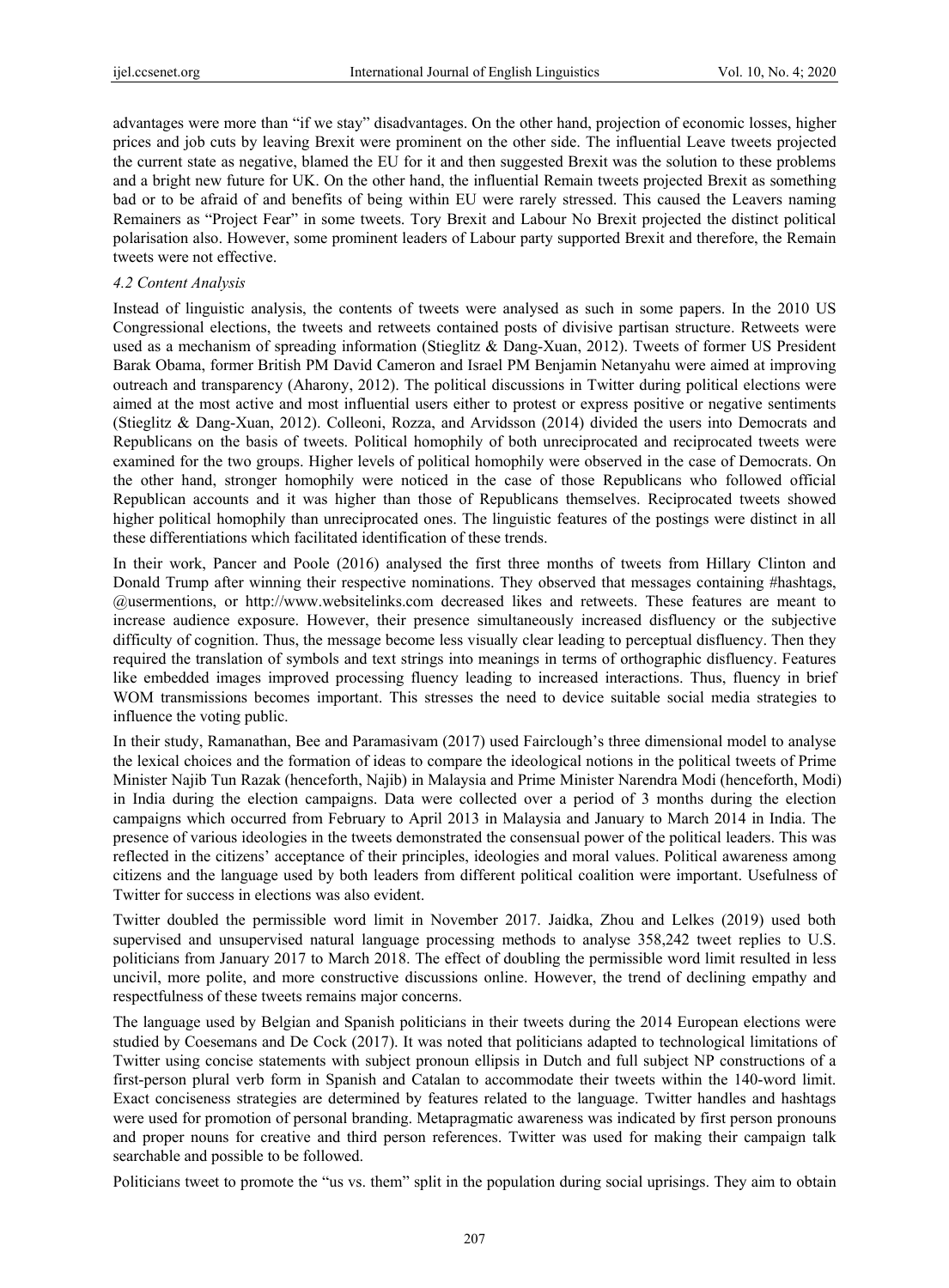advantages were more than "if we stay" disadvantages. On the other hand, projection of economic losses, higher prices and job cuts by leaving Brexit were prominent on the other side. The influential Leave tweets projected the current state as negative, blamed the EU for it and then suggested Brexit was the solution to these problems and a bright new future for UK. On the other hand, the influential Remain tweets projected Brexit as something bad or to be afraid of and benefits of being within EU were rarely stressed. This caused the Leavers naming Remainers as "Project Fear" in some tweets. Tory Brexit and Labour No Brexit projected the distinct political polarisation also. However, some prominent leaders of Labour party supported Brexit and therefore, the Remain tweets were not effective.

### *4.2 Content Analysis*

Instead of linguistic analysis, the contents of tweets were analysed as such in some papers. In the 2010 US Congressional elections, the tweets and retweets contained posts of divisive partisan structure. Retweets were used as a mechanism of spreading information (Stieglitz & Dang-Xuan, 2012). Tweets of former US President Barak Obama, former British PM David Cameron and Israel PM Benjamin Netanyahu were aimed at improving outreach and transparency (Aharony, 2012). The political discussions in Twitter during political elections were aimed at the most active and most influential users either to protest or express positive or negative sentiments (Stieglitz & Dang-Xuan, 2012). Colleoni, Rozza, and Arvidsson (2014) divided the users into Democrats and Republicans on the basis of tweets. Political homophily of both unreciprocated and reciprocated tweets were examined for the two groups. Higher levels of political homophily were observed in the case of Democrats. On the other hand, stronger homophily were noticed in the case of those Republicans who followed official Republican accounts and it was higher than those of Republicans themselves. Reciprocated tweets showed higher political homophily than unreciprocated ones. The linguistic features of the postings were distinct in all these differentiations which facilitated identification of these trends.

In their work, Pancer and Poole (2016) analysed the first three months of tweets from Hillary Clinton and Donald Trump after winning their respective nominations. They observed that messages containing #hashtags, @usermentions, or http://www.websitelinks.com decreased likes and retweets. These features are meant to increase audience exposure. However, their presence simultaneously increased disfluency or the subjective difficulty of cognition. Thus, the message become less visually clear leading to perceptual disfluency. Then they required the translation of symbols and text strings into meanings in terms of orthographic disfluency. Features like embedded images improved processing fluency leading to increased interactions. Thus, fluency in brief WOM transmissions becomes important. This stresses the need to device suitable social media strategies to influence the voting public.

In their study, Ramanathan, Bee and Paramasivam (2017) used Fairclough's three dimensional model to analyse the lexical choices and the formation of ideas to compare the ideological notions in the political tweets of Prime Minister Najib Tun Razak (henceforth, Najib) in Malaysia and Prime Minister Narendra Modi (henceforth, Modi) in India during the election campaigns. Data were collected over a period of 3 months during the election campaigns which occurred from February to April 2013 in Malaysia and January to March 2014 in India. The presence of various ideologies in the tweets demonstrated the consensual power of the political leaders. This was reflected in the citizens' acceptance of their principles, ideologies and moral values. Political awareness among citizens and the language used by both leaders from different political coalition were important. Usefulness of Twitter for success in elections was also evident.

Twitter doubled the permissible word limit in November 2017. Jaidka, Zhou and Lelkes (2019) used both supervised and unsupervised natural language processing methods to analyse 358,242 tweet replies to U.S. politicians from January 2017 to March 2018. The effect of doubling the permissible word limit resulted in less uncivil, more polite, and more constructive discussions online. However, the trend of declining empathy and respectfulness of these tweets remains major concerns.

The language used by Belgian and Spanish politicians in their tweets during the 2014 European elections were studied by Coesemans and De Cock (2017). It was noted that politicians adapted to technological limitations of Twitter using concise statements with subject pronoun ellipsis in Dutch and full subject NP constructions of a first-person plural verb form in Spanish and Catalan to accommodate their tweets within the 140-word limit. Exact conciseness strategies are determined by features related to the language. Twitter handles and hashtags were used for promotion of personal branding. Metapragmatic awareness was indicated by first person pronouns and proper nouns for creative and third person references. Twitter was used for making their campaign talk searchable and possible to be followed.

Politicians tweet to promote the "us vs. them" split in the population during social uprisings. They aim to obtain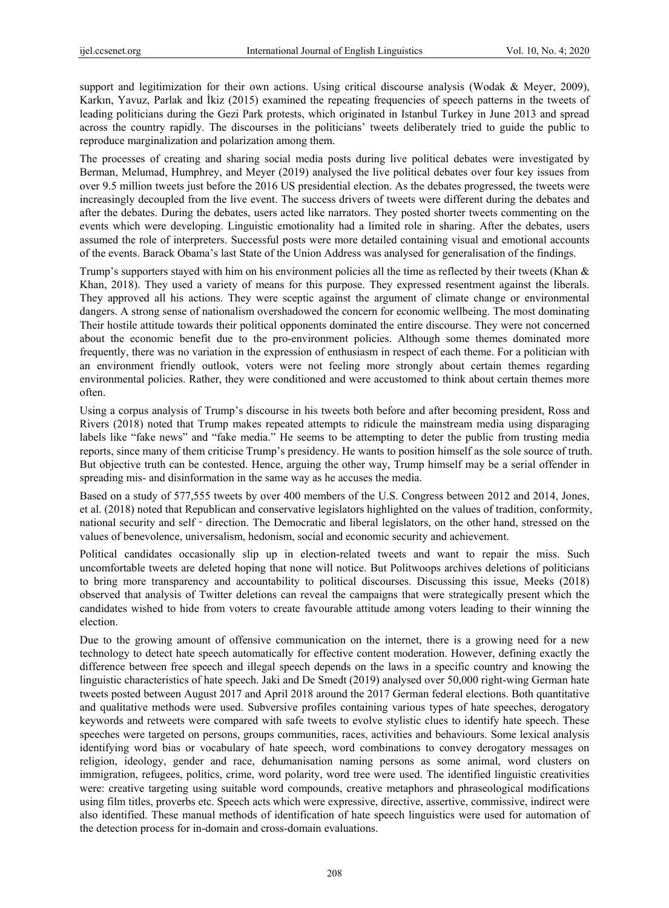support and legitimization for their own actions. Using critical discourse analysis (Wodak & Meyer, 2009), Karkın, Yavuz, Parlak and İkiz (2015) examined the repeating frequencies of speech patterns in the tweets of leading politicians during the Gezi Park protests, which originated in Istanbul Turkey in June 2013 and spread across the country rapidly. The discourses in the politicians' tweets deliberately tried to guide the public to reproduce marginalization and polarization among them.

The processes of creating and sharing social media posts during live political debates were investigated by Berman, Melumad, Humphrey, and Meyer (2019) analysed the live political debates over four key issues from over 9.5 million tweets just before the 2016 US presidential election. As the debates progressed, the tweets were increasingly decoupled from the live event. The success drivers of tweets were different during the debates and after the debates. During the debates, users acted like narrators. They posted shorter tweets commenting on the events which were developing. Linguistic emotionality had a limited role in sharing. After the debates, users assumed the role of interpreters. Successful posts were more detailed containing visual and emotional accounts of the events. Barack Obama's last State of the Union Address was analysed for generalisation of the findings.

Trump's supporters stayed with him on his environment policies all the time as reflected by their tweets (Khan & Khan, 2018). They used a variety of means for this purpose. They expressed resentment against the liberals. They approved all his actions. They were sceptic against the argument of climate change or environmental dangers. A strong sense of nationalism overshadowed the concern for economic wellbeing. The most dominating Their hostile attitude towards their political opponents dominated the entire discourse. They were not concerned about the economic benefit due to the pro-environment policies. Although some themes dominated more frequently, there was no variation in the expression of enthusiasm in respect of each theme. For a politician with an environment friendly outlook, voters were not feeling more strongly about certain themes regarding environmental policies. Rather, they were conditioned and were accustomed to think about certain themes more often.

Using a corpus analysis of Trump's discourse in his tweets both before and after becoming president, Ross and Rivers (2018) noted that Trump makes repeated attempts to ridicule the mainstream media using disparaging labels like "fake news" and "fake media." He seems to be attempting to deter the public from trusting media reports, since many of them criticise Trump's presidency. He wants to position himself as the sole source of truth. But objective truth can be contested. Hence, arguing the other way, Trump himself may be a serial offender in spreading mis- and disinformation in the same way as he accuses the media.

Based on a study of 577,555 tweets by over 400 members of the U.S. Congress between 2012 and 2014, Jones, et al. (2018) noted that Republican and conservative legislators highlighted on the values of tradition, conformity, national security and self‐direction. The Democratic and liberal legislators, on the other hand, stressed on the values of benevolence, universalism, hedonism, social and economic security and achievement.

Political candidates occasionally slip up in election-related tweets and want to repair the miss. Such uncomfortable tweets are deleted hoping that none will notice. But Politwoops archives deletions of politicians to bring more transparency and accountability to political discourses. Discussing this issue, Meeks (2018) observed that analysis of Twitter deletions can reveal the campaigns that were strategically present which the candidates wished to hide from voters to create favourable attitude among voters leading to their winning the election.

Due to the growing amount of offensive communication on the internet, there is a growing need for a new technology to detect hate speech automatically for effective content moderation. However, defining exactly the difference between free speech and illegal speech depends on the laws in a specific country and knowing the linguistic characteristics of hate speech. Jaki and De Smedt (2019) analysed over 50,000 right-wing German hate tweets posted between August 2017 and April 2018 around the 2017 German federal elections. Both quantitative and qualitative methods were used. Subversive profiles containing various types of hate speeches, derogatory keywords and retweets were compared with safe tweets to evolve stylistic clues to identify hate speech. These speeches were targeted on persons, groups communities, races, activities and behaviours. Some lexical analysis identifying word bias or vocabulary of hate speech, word combinations to convey derogatory messages on religion, ideology, gender and race, dehumanisation naming persons as some animal, word clusters on immigration, refugees, politics, crime, word polarity, word tree were used. The identified linguistic creativities were: creative targeting using suitable word compounds, creative metaphors and phraseological modifications using film titles, proverbs etc. Speech acts which were expressive, directive, assertive, commissive, indirect were also identified. These manual methods of identification of hate speech linguistics were used for automation of the detection process for in-domain and cross-domain evaluations.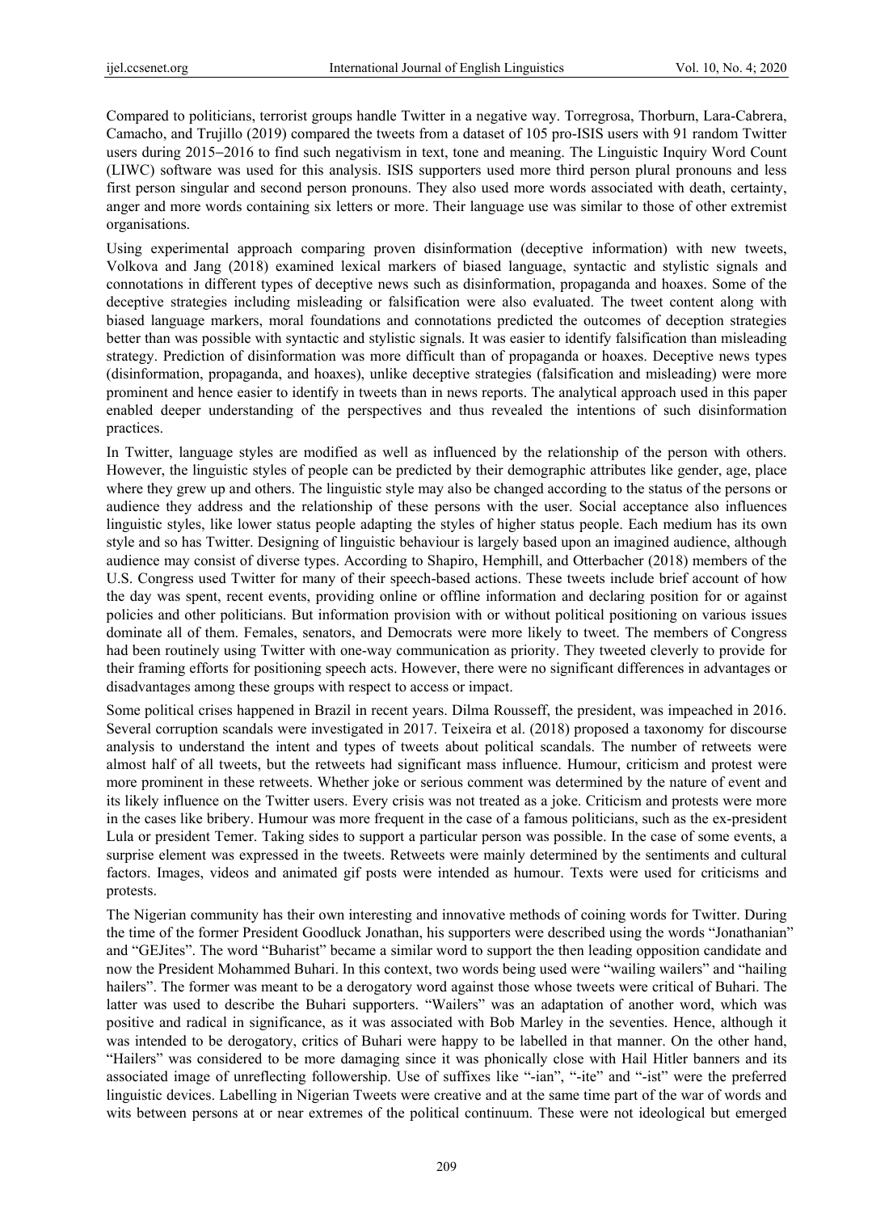Compared to politicians, terrorist groups handle Twitter in a negative way. Torregrosa, Thorburn, Lara-Cabrera, Camacho, and Trujillo (2019) compared the tweets from a dataset of 105 pro-ISIS users with 91 random Twitter users during 2015–2016 to find such negativism in text, tone and meaning. The Linguistic Inquiry Word Count (LIWC) software was used for this analysis. ISIS supporters used more third person plural pronouns and less first person singular and second person pronouns. They also used more words associated with death, certainty, anger and more words containing six letters or more. Their language use was similar to those of other extremist organisations.

Using experimental approach comparing proven disinformation (deceptive information) with new tweets, Volkova and Jang (2018) examined lexical markers of biased language, syntactic and stylistic signals and connotations in different types of deceptive news such as disinformation, propaganda and hoaxes. Some of the deceptive strategies including misleading or falsification were also evaluated. The tweet content along with biased language markers, moral foundations and connotations predicted the outcomes of deception strategies better than was possible with syntactic and stylistic signals. It was easier to identify falsification than misleading strategy. Prediction of disinformation was more difficult than of propaganda or hoaxes. Deceptive news types (disinformation, propaganda, and hoaxes), unlike deceptive strategies (falsification and misleading) were more prominent and hence easier to identify in tweets than in news reports. The analytical approach used in this paper enabled deeper understanding of the perspectives and thus revealed the intentions of such disinformation practices.

In Twitter, language styles are modified as well as influenced by the relationship of the person with others. However, the linguistic styles of people can be predicted by their demographic attributes like gender, age, place where they grew up and others. The linguistic style may also be changed according to the status of the persons or audience they address and the relationship of these persons with the user. Social acceptance also influences linguistic styles, like lower status people adapting the styles of higher status people. Each medium has its own style and so has Twitter. Designing of linguistic behaviour is largely based upon an imagined audience, although audience may consist of diverse types. According to Shapiro, Hemphill, and Otterbacher (2018) members of the U.S. Congress used Twitter for many of their speech-based actions. These tweets include brief account of how the day was spent, recent events, providing online or offline information and declaring position for or against policies and other politicians. But information provision with or without political positioning on various issues dominate all of them. Females, senators, and Democrats were more likely to tweet. The members of Congress had been routinely using Twitter with one-way communication as priority. They tweeted cleverly to provide for their framing efforts for positioning speech acts. However, there were no significant differences in advantages or disadvantages among these groups with respect to access or impact.

Some political crises happened in Brazil in recent years. Dilma Rousseff, the president, was impeached in 2016. Several corruption scandals were investigated in 2017. Teixeira et al. (2018) proposed a taxonomy for discourse analysis to understand the intent and types of tweets about political scandals. The number of retweets were almost half of all tweets, but the retweets had significant mass influence. Humour, criticism and protest were more prominent in these retweets. Whether joke or serious comment was determined by the nature of event and its likely influence on the Twitter users. Every crisis was not treated as a joke. Criticism and protests were more in the cases like bribery. Humour was more frequent in the case of a famous politicians, such as the ex-president Lula or president Temer. Taking sides to support a particular person was possible. In the case of some events, a surprise element was expressed in the tweets. Retweets were mainly determined by the sentiments and cultural factors. Images, videos and animated gif posts were intended as humour. Texts were used for criticisms and protests.

The Nigerian community has their own interesting and innovative methods of coining words for Twitter. During the time of the former President Goodluck Jonathan, his supporters were described using the words "Jonathanian" and "GEJites". The word "Buharist" became a similar word to support the then leading opposition candidate and now the President Mohammed Buhari. In this context, two words being used were "wailing wailers" and "hailing hailers". The former was meant to be a derogatory word against those whose tweets were critical of Buhari. The latter was used to describe the Buhari supporters. "Wailers" was an adaptation of another word, which was positive and radical in significance, as it was associated with Bob Marley in the seventies. Hence, although it was intended to be derogatory, critics of Buhari were happy to be labelled in that manner. On the other hand, "Hailers" was considered to be more damaging since it was phonically close with Hail Hitler banners and its associated image of unreflecting followership. Use of suffixes like "-ian", "-ite" and "-ist" were the preferred linguistic devices. Labelling in Nigerian Tweets were creative and at the same time part of the war of words and wits between persons at or near extremes of the political continuum. These were not ideological but emerged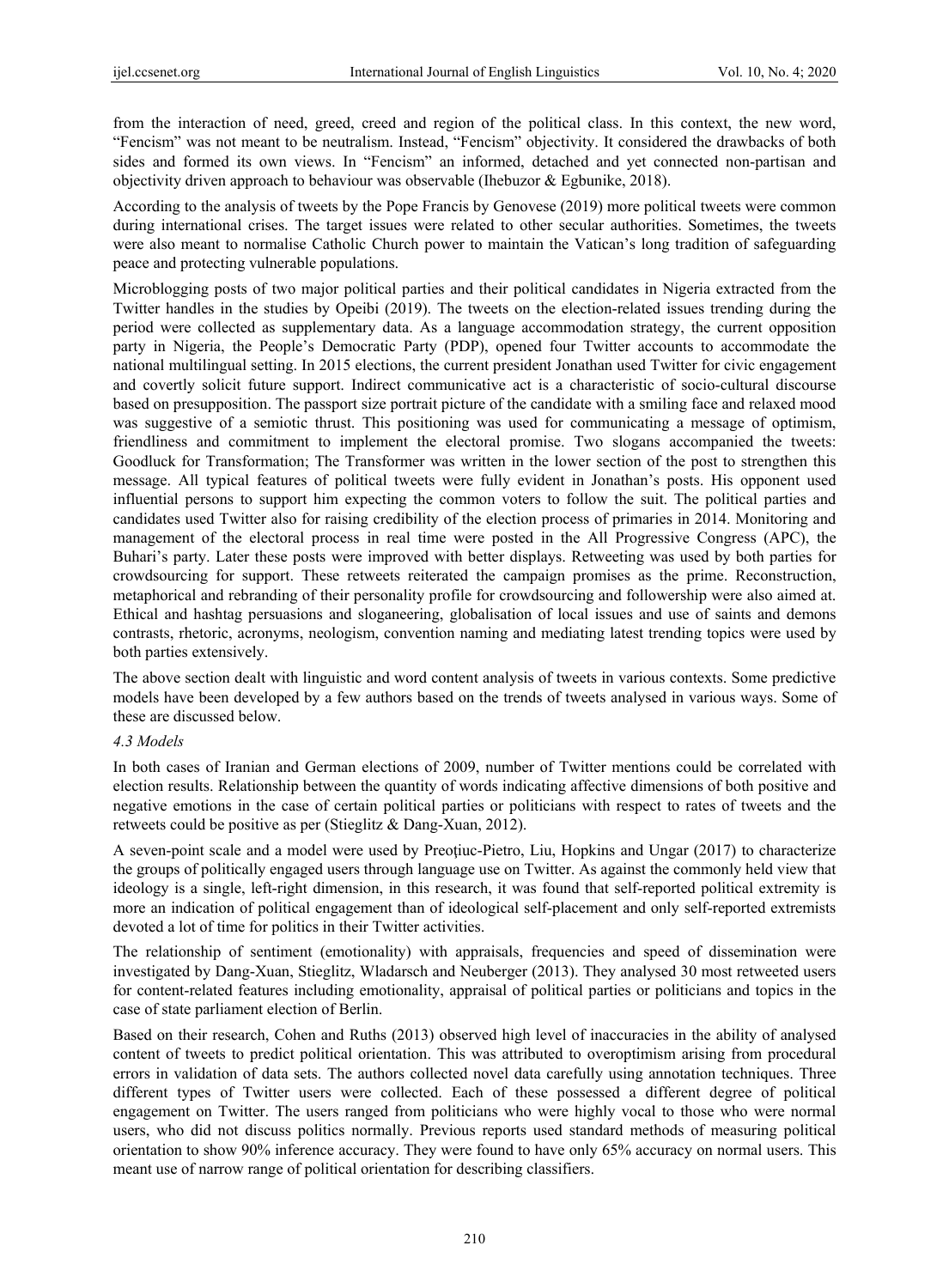from the interaction of need, greed, creed and region of the political class. In this context, the new word, "Fencism" was not meant to be neutralism. Instead, "Fencism" objectivity. It considered the drawbacks of both sides and formed its own views. In "Fencism" an informed, detached and yet connected non-partisan and objectivity driven approach to behaviour was observable (Ihebuzor & Egbunike, 2018).

According to the analysis of tweets by the Pope Francis by Genovese (2019) more political tweets were common during international crises. The target issues were related to other secular authorities. Sometimes, the tweets were also meant to normalise Catholic Church power to maintain the Vatican's long tradition of safeguarding peace and protecting vulnerable populations.

Microblogging posts of two major political parties and their political candidates in Nigeria extracted from the Twitter handles in the studies by Opeibi (2019). The tweets on the election-related issues trending during the period were collected as supplementary data. As a language accommodation strategy, the current opposition party in Nigeria, the People's Democratic Party (PDP), opened four Twitter accounts to accommodate the national multilingual setting. In 2015 elections, the current president Jonathan used Twitter for civic engagement and covertly solicit future support. Indirect communicative act is a characteristic of socio-cultural discourse based on presupposition. The passport size portrait picture of the candidate with a smiling face and relaxed mood was suggestive of a semiotic thrust. This positioning was used for communicating a message of optimism, friendliness and commitment to implement the electoral promise. Two slogans accompanied the tweets: Goodluck for Transformation; The Transformer was written in the lower section of the post to strengthen this message. All typical features of political tweets were fully evident in Jonathan's posts. His opponent used influential persons to support him expecting the common voters to follow the suit. The political parties and candidates used Twitter also for raising credibility of the election process of primaries in 2014. Monitoring and management of the electoral process in real time were posted in the All Progressive Congress (APC), the Buhari's party. Later these posts were improved with better displays. Retweeting was used by both parties for crowdsourcing for support. These retweets reiterated the campaign promises as the prime. Reconstruction, metaphorical and rebranding of their personality profile for crowdsourcing and followership were also aimed at. Ethical and hashtag persuasions and sloganeering, globalisation of local issues and use of saints and demons contrasts, rhetoric, acronyms, neologism, convention naming and mediating latest trending topics were used by both parties extensively.

The above section dealt with linguistic and word content analysis of tweets in various contexts. Some predictive models have been developed by a few authors based on the trends of tweets analysed in various ways. Some of these are discussed below.

### *4.3 Models*

In both cases of Iranian and German elections of 2009, number of Twitter mentions could be correlated with election results. Relationship between the quantity of words indicating affective dimensions of both positive and negative emotions in the case of certain political parties or politicians with respect to rates of tweets and the retweets could be positive as per (Stieglitz & Dang-Xuan, 2012).

A seven-point scale and a model were used by Preoţiuc-Pietro, Liu, Hopkins and Ungar (2017) to characterize the groups of politically engaged users through language use on Twitter. As against the commonly held view that ideology is a single, left-right dimension, in this research, it was found that self-reported political extremity is more an indication of political engagement than of ideological self-placement and only self-reported extremists devoted a lot of time for politics in their Twitter activities.

The relationship of sentiment (emotionality) with appraisals, frequencies and speed of dissemination were investigated by Dang-Xuan, Stieglitz, Wladarsch and Neuberger (2013). They analysed 30 most retweeted users for content-related features including emotionality, appraisal of political parties or politicians and topics in the case of state parliament election of Berlin.

Based on their research, Cohen and Ruths (2013) observed high level of inaccuracies in the ability of analysed content of tweets to predict political orientation. This was attributed to overoptimism arising from procedural errors in validation of data sets. The authors collected novel data carefully using annotation techniques. Three different types of Twitter users were collected. Each of these possessed a different degree of political engagement on Twitter. The users ranged from politicians who were highly vocal to those who were normal users, who did not discuss politics normally. Previous reports used standard methods of measuring political orientation to show 90% inference accuracy. They were found to have only 65% accuracy on normal users. This meant use of narrow range of political orientation for describing classifiers.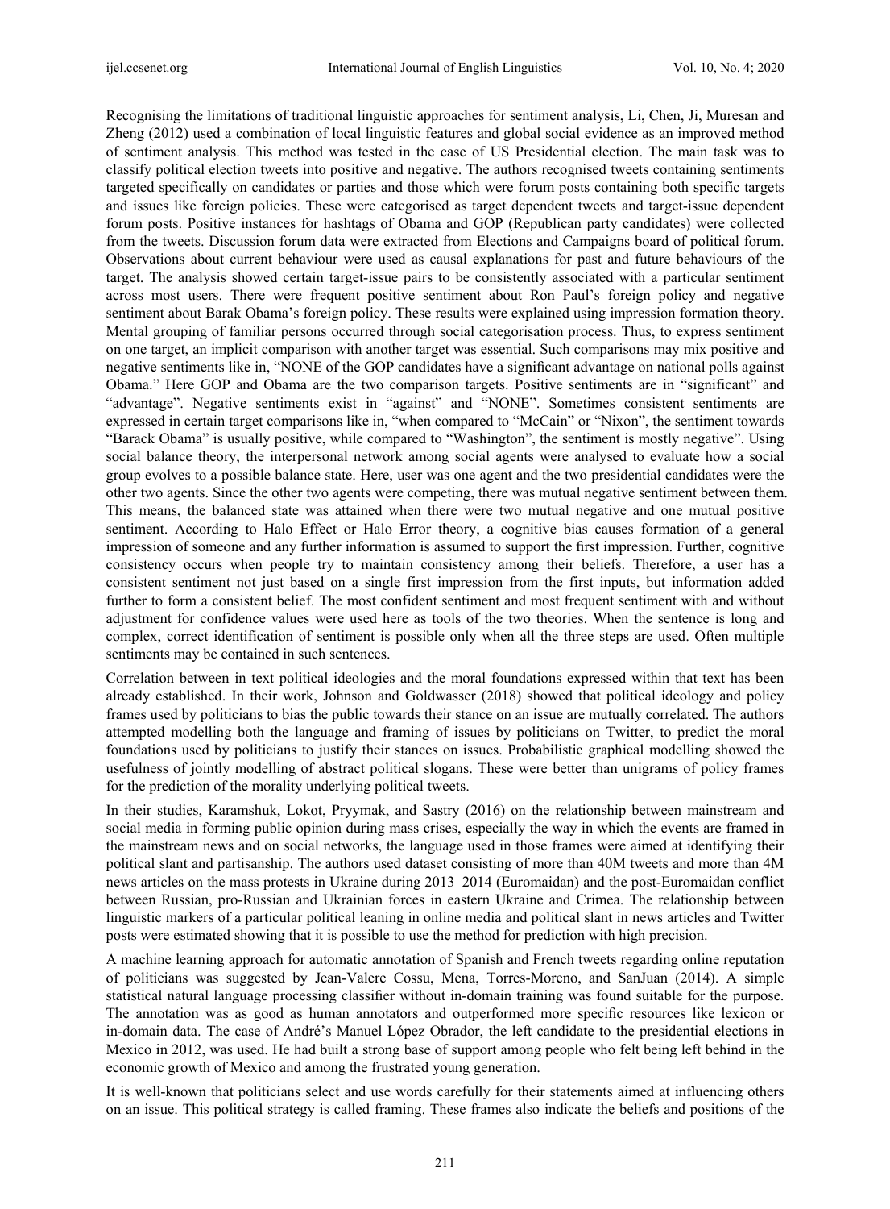Recognising the limitations of traditional linguistic approaches for sentiment analysis, Li, Chen, Ji, Muresan and Zheng (2012) used a combination of local linguistic features and global social evidence as an improved method of sentiment analysis. This method was tested in the case of US Presidential election. The main task was to classify political election tweets into positive and negative. The authors recognised tweets containing sentiments targeted specifically on candidates or parties and those which were forum posts containing both specific targets and issues like foreign policies. These were categorised as target dependent tweets and target-issue dependent forum posts. Positive instances for hashtags of Obama and GOP (Republican party candidates) were collected from the tweets. Discussion forum data were extracted from Elections and Campaigns board of political forum. Observations about current behaviour were used as causal explanations for past and future behaviours of the target. The analysis showed certain target-issue pairs to be consistently associated with a particular sentiment across most users. There were frequent positive sentiment about Ron Paul's foreign policy and negative sentiment about Barak Obama's foreign policy. These results were explained using impression formation theory. Mental grouping of familiar persons occurred through social categorisation process. Thus, to express sentiment on one target, an implicit comparison with another target was essential. Such comparisons may mix positive and negative sentiments like in, "NONE of the GOP candidates have a significant advantage on national polls against Obama." Here GOP and Obama are the two comparison targets. Positive sentiments are in "significant" and "advantage". Negative sentiments exist in "against" and "NONE". Sometimes consistent sentiments are expressed in certain target comparisons like in, "when compared to "McCain" or "Nixon", the sentiment towards "Barack Obama" is usually positive, while compared to "Washington", the sentiment is mostly negative". Using social balance theory, the interpersonal network among social agents were analysed to evaluate how a social group evolves to a possible balance state. Here, user was one agent and the two presidential candidates were the other two agents. Since the other two agents were competing, there was mutual negative sentiment between them. This means, the balanced state was attained when there were two mutual negative and one mutual positive sentiment. According to Halo Effect or Halo Error theory, a cognitive bias causes formation of a general impression of someone and any further information is assumed to support the first impression. Further, cognitive consistency occurs when people try to maintain consistency among their beliefs. Therefore, a user has a consistent sentiment not just based on a single first impression from the first inputs, but information added further to form a consistent belief. The most confident sentiment and most frequent sentiment with and without adjustment for confidence values were used here as tools of the two theories. When the sentence is long and complex, correct identification of sentiment is possible only when all the three steps are used. Often multiple sentiments may be contained in such sentences.

Correlation between in text political ideologies and the moral foundations expressed within that text has been already established. In their work, Johnson and Goldwasser (2018) showed that political ideology and policy frames used by politicians to bias the public towards their stance on an issue are mutually correlated. The authors attempted modelling both the language and framing of issues by politicians on Twitter, to predict the moral foundations used by politicians to justify their stances on issues. Probabilistic graphical modelling showed the usefulness of jointly modelling of abstract political slogans. These were better than unigrams of policy frames for the prediction of the morality underlying political tweets.

In their studies, Karamshuk, Lokot, Pryymak, and Sastry (2016) on the relationship between mainstream and social media in forming public opinion during mass crises, especially the way in which the events are framed in the mainstream news and on social networks, the language used in those frames were aimed at identifying their political slant and partisanship. The authors used dataset consisting of more than 40M tweets and more than 4M news articles on the mass protests in Ukraine during 2013–2014 (Euromaidan) and the post-Euromaidan conflict between Russian, pro-Russian and Ukrainian forces in eastern Ukraine and Crimea. The relationship between linguistic markers of a particular political leaning in online media and political slant in news articles and Twitter posts were estimated showing that it is possible to use the method for prediction with high precision.

A machine learning approach for automatic annotation of Spanish and French tweets regarding online reputation of politicians was suggested by Jean-Valere Cossu, Mena, Torres-Moreno, and SanJuan (2014). A simple statistical natural language processing classifier without in-domain training was found suitable for the purpose. The annotation was as good as human annotators and outperformed more specific resources like lexicon or in-domain data. The case of André's Manuel López Obrador, the left candidate to the presidential elections in Mexico in 2012, was used. He had built a strong base of support among people who felt being left behind in the economic growth of Mexico and among the frustrated young generation.

It is well-known that politicians select and use words carefully for their statements aimed at influencing others on an issue. This political strategy is called framing. These frames also indicate the beliefs and positions of the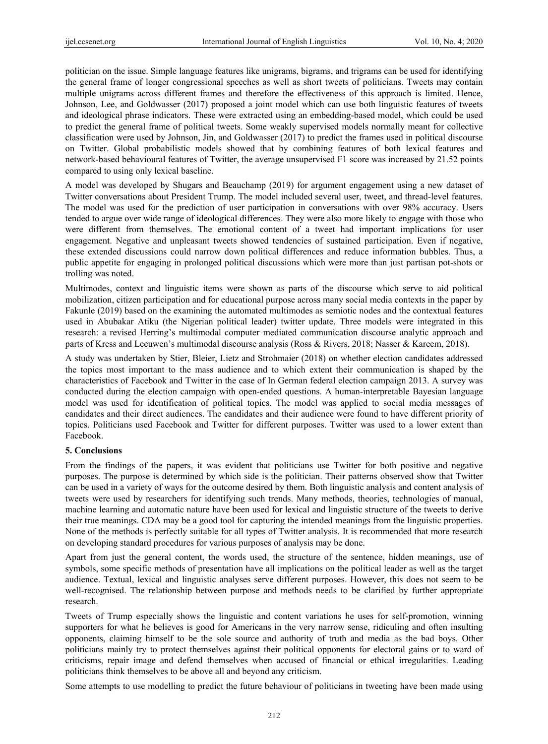politician on the issue. Simple language features like unigrams, bigrams, and trigrams can be used for identifying the general frame of longer congressional speeches as well as short tweets of politicians. Tweets may contain multiple unigrams across different frames and therefore the effectiveness of this approach is limited. Hence, Johnson, Lee, and Goldwasser (2017) proposed a joint model which can use both linguistic features of tweets and ideological phrase indicators. These were extracted using an embedding-based model, which could be used to predict the general frame of political tweets. Some weakly supervised models normally meant for collective classification were used by Johnson, Jin, and Goldwasser (2017) to predict the frames used in political discourse on Twitter. Global probabilistic models showed that by combining features of both lexical features and network-based behavioural features of Twitter, the average unsupervised F1 score was increased by 21.52 points compared to using only lexical baseline.

A model was developed by Shugars and Beauchamp (2019) for argument engagement using a new dataset of Twitter conversations about President Trump. The model included several user, tweet, and thread-level features. The model was used for the prediction of user participation in conversations with over 98% accuracy. Users tended to argue over wide range of ideological differences. They were also more likely to engage with those who were different from themselves. The emotional content of a tweet had important implications for user engagement. Negative and unpleasant tweets showed tendencies of sustained participation. Even if negative, these extended discussions could narrow down political differences and reduce information bubbles. Thus, a public appetite for engaging in prolonged political discussions which were more than just partisan pot-shots or trolling was noted.

Multimodes, context and linguistic items were shown as parts of the discourse which serve to aid political mobilization, citizen participation and for educational purpose across many social media contexts in the paper by Fakunle (2019) based on the examining the automated multimodes as semiotic nodes and the contextual features used in Abubakar Atiku (the Nigerian political leader) twitter update. Three models were integrated in this research: a revised Herring's multimodal computer mediated communication discourse analytic approach and parts of Kress and Leeuwen's multimodal discourse analysis (Ross & Rivers, 2018; Nasser & Kareem, 2018).

A study was undertaken by Stier, Bleier, Lietz and Strohmaier (2018) on whether election candidates addressed the topics most important to the mass audience and to which extent their communication is shaped by the characteristics of Facebook and Twitter in the case of In German federal election campaign 2013. A survey was conducted during the election campaign with open-ended questions. A human-interpretable Bayesian language model was used for identification of political topics. The model was applied to social media messages of candidates and their direct audiences. The candidates and their audience were found to have different priority of topics. Politicians used Facebook and Twitter for different purposes. Twitter was used to a lower extent than Facebook.

## 5. Conclusions

From the findings of the papers, it was evident that politicians use Twitter for both positive and negative purposes. The purpose is determined by which side is the politician. Their patterns observed show that Twitter can be used in a variety of ways for the outcome desired by them. Both linguistic analysis and content analysis of tweets were used by researchers for identifying such trends. Many methods, theories, technologies of manual, machine learning and automatic nature have been used for lexical and linguistic structure of the tweets to derive their true meanings. CDA may be a good tool for capturing the intended meanings from the linguistic properties. None of the methods is perfectly suitable for all types of Twitter analysis. It is recommended that more research on developing standard procedures for various purposes of analysis may be done.

Apart from just the general content, the words used, the structure of the sentence, hidden meanings, use of symbols, some specific methods of presentation have all implications on the political leader as well as the target audience. Textual, lexical and linguistic analyses serve different purposes. However, this does not seem to be well-recognised. The relationship between purpose and methods needs to be clarified by further appropriate research.

Tweets of Trump especially shows the linguistic and content variations he uses for self-promotion, winning supporters for what he believes is good for Americans in the very narrow sense, ridiculing and often insulting opponents, claiming himself to be the sole source and authority of truth and media as the bad boys. Other politicians mainly try to protect themselves against their political opponents for electoral gains or to ward of criticisms, repair image and defend themselves when accused of financial or ethical irregularities. Leading politicians think themselves to be above all and beyond any criticism.

Some attempts to use modelling to predict the future behaviour of politicians in tweeting have been made using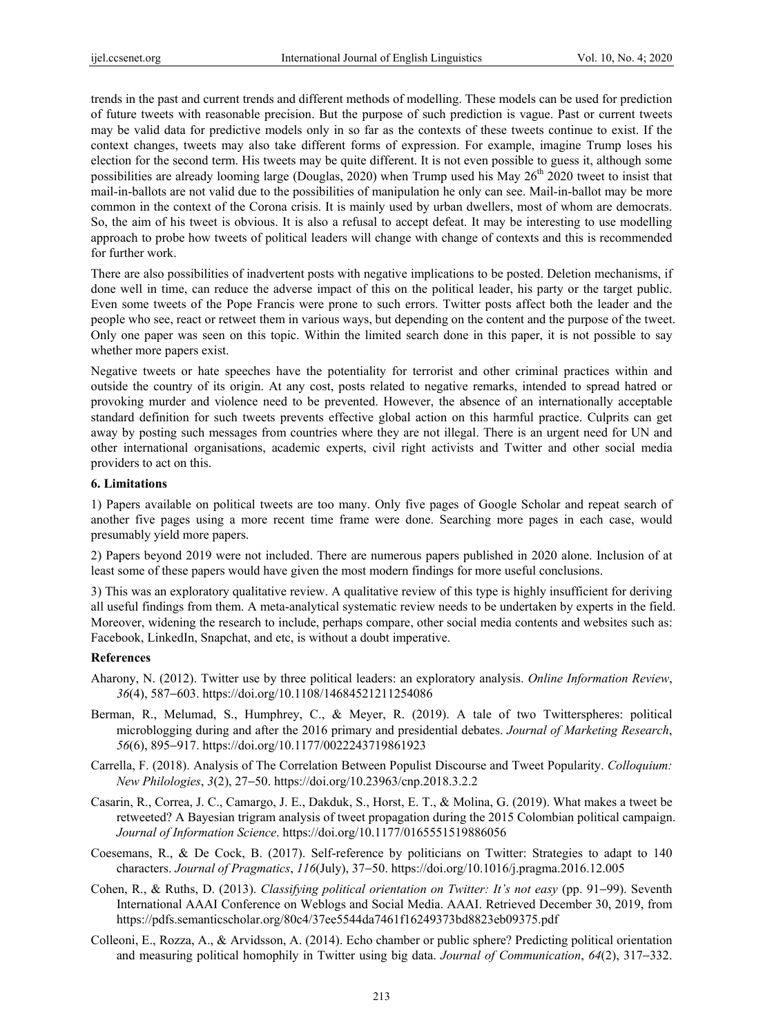trends in the past and current trends and different methods of modelling. These models can be used for prediction of future tweets with reasonable precision. But the purpose of such prediction is vague. Past or current tweets may be valid data for predictive models only in so far as the contexts of these tweets continue to exist. If the context changes, tweets may also take different forms of expression. For example, imagine Trump loses his election for the second term. His tweets may be quite different. It is not even possible to guess it, although some possibilities are already looming large (Douglas, 2020) when Trump used his May 26th 2020 tweet to insist that mail-in-ballots are not valid due to the possibilities of manipulation he only can see. Mail-in-ballot may be more common in the context of the Corona crisis. It is mainly used by urban dwellers, most of whom are democrats. So, the aim of his tweet is obvious. It is also a refusal to accept defeat. It may be interesting to use modelling approach to probe how tweets of political leaders will change with change of contexts and this is recommended for further work.

There are also possibilities of inadvertent posts with negative implications to be posted. Deletion mechanisms, if done well in time, can reduce the adverse impact of this on the political leader, his party or the target public. Even some tweets of the Pope Francis were prone to such errors. Twitter posts affect both the leader and the people who see, react or retweet them in various ways, but depending on the content and the purpose of the tweet. Only one paper was seen on this topic. Within the limited search done in this paper, it is not possible to say whether more papers exist.

Negative tweets or hate speeches have the potentiality for terrorist and other criminal practices within and outside the country of its origin. At any cost, posts related to negative remarks, intended to spread hatred or provoking murder and violence need to be prevented. However, the absence of an internationally acceptable standard definition for such tweets prevents effective global action on this harmful practice. Culprits can get away by posting such messages from countries where they are not illegal. There is an urgent need for UN and other international organisations, academic experts, civil right activists and Twitter and other social media providers to act on this.

## 6. Limitations

1) Papers available on political tweets are too many. Only five pages of Google Scholar and repeat search of another five pages using a more recent time frame were done. Searching more pages in each case, would presumably yield more papers.

2) Papers beyond 2019 were not included. There are numerous papers published in 2020 alone. Inclusion of at least some of these papers would have given the most modern findings for more useful conclusions.

3) This was an exploratory qualitative review. A qualitative review of this type is highly insufficient for deriving all useful findings from them. A meta-analytical systematic review needs to be undertaken by experts in the field. Moreover, widening the research to include, perhaps compare, other social media contents and websites such as: Facebook, LinkedIn, Snapchat, and etc, is without a doubt imperative.

## References

Aharony, N. (2012). Twitter use by three political leaders: an exploratory analysis. *Online Information Review*, *36*(4), 587–603. https://doi.org/10.1108/14684521211254086

Berman, R., Melumad, S., Humphrey, C., & Meyer, R. (2019). A tale of two Twitterspheres: political microblogging during and after the 2016 primary and presidential debates. *Journal of Marketing Research*, *56*(6), 895–917. https://doi.org/10.1177/0022243719861923

Carrella, F. (2018). Analysis of The Correlation Between Populist Discourse and Tweet Popularity. *Colloquium: New Philologies*, *3*(2), 27–50. https://doi.org/10.23963/cnp.2018.3.2.2

Casarin, R., Correa, J. C., Camargo, J. E., Dakduk, S., Horst, E. T., & Molina, G. (2019). What makes a tweet be retweeted? A Bayesian trigram analysis of tweet propagation during the 2015 Colombian political campaign. *Journal of Information Science*. https://doi.org/10.1177/0165551519886056

Coesemans, R., & De Cock, B. (2017). Self-reference by politicians on Twitter: Strategies to adapt to 140 characters. *Journal of Pragmatics*, *116*(July), 37–50. https://doi.org/10.1016/j.pragma.2016.12.005

Cohen, R., & Ruths, D. (2013). *Classifying political orientation on Twitter: It's not easy* (pp. 91–99). Seventh International AAAI Conference on Weblogs and Social Media. AAAI. Retrieved December 30, 2019, from https://pdfs.semanticscholar.org/80c4/37ee5544da7461f16249373bd8823eb09375.pdf

Colleoni, E., Rozza, A., & Arvidsson, A. (2014). Echo chamber or public sphere? Predicting political orientation and measuring political homophily in Twitter using big data. *Journal of Communication*, *64*(2), 317–332.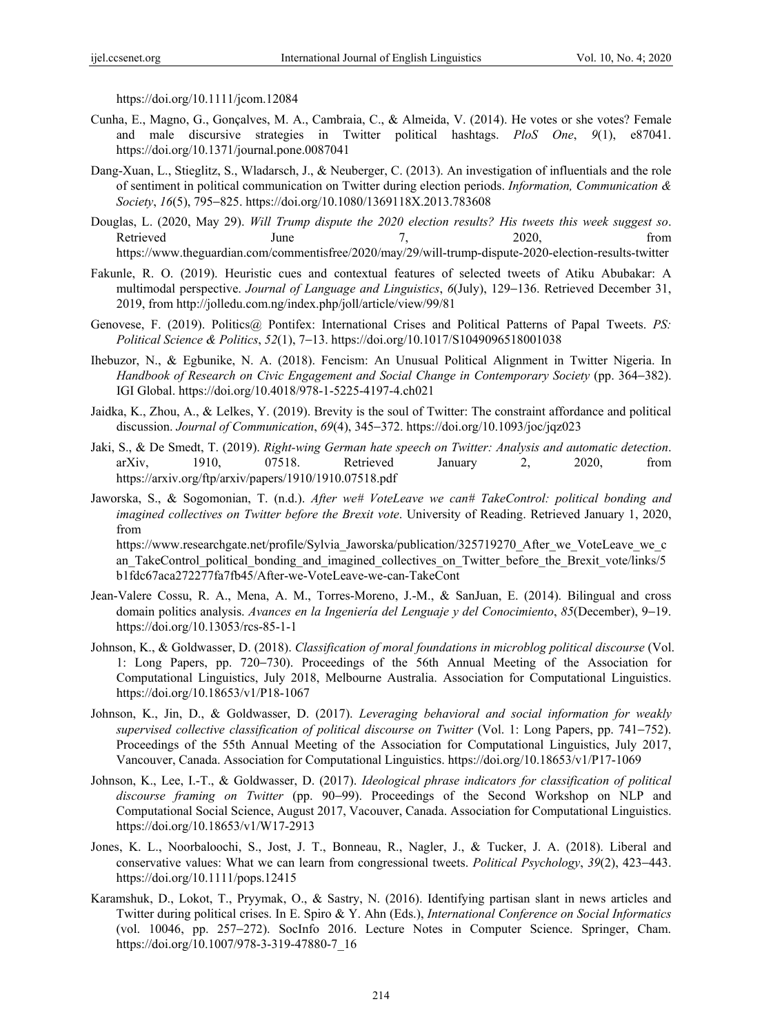https://doi.org/10.1111/jcom.12084

Cunha, E., Magno, G., Gonçalves, M. A., Cambraia, C., & Almeida, V. (2014). He votes or she votes? Female and male discursive strategies in Twitter political hashtags. *PloS One*, *9*(1), e87041. https://doi.org/10.1371/journal.pone.0087041

Dang-Xuan, L., Stieglitz, S., Wladarsch, J., & Neuberger, C. (2013). An investigation of influentials and the role of sentiment in political communication on Twitter during election periods. *Information, Communication & Society*, *16*(5), 795–825. https://doi.org/10.1080/1369118X.2013.783608

Douglas, L. (2020, May 29). *Will Trump dispute the 2020 election results? His tweets this week suggest so*. Retrieved June 7, 2020, from https://www.theguardian.com/commentisfree/2020/may/29/will-trump-dispute-2020-election-results-twitter

Fakunle, R. O. (2019). Heuristic cues and contextual features of selected tweets of Atiku Abubakar: A multimodal perspective. *Journal of Language and Linguistics*, *6*(July), 129–136. Retrieved December 31, 2019, from http://jolledu.com.ng/index.php/joll/article/view/99/81

Genovese, F. (2019). Politics@ Pontifex: International Crises and Political Patterns of Papal Tweets. *PS: Political Science & Politics*, *52*(1), 7–13. https://doi.org/10.1017/S1049096518001038

Ihebuzor, N., & Egbunike, N. A. (2018). Fencism: An Unusual Political Alignment in Twitter Nigeria. In *Handbook of Research on Civic Engagement and Social Change in Contemporary Society* (pp. 364–382). IGI Global. https://doi.org/10.4018/978-1-5225-4197-4.ch021

Jaidka, K., Zhou, A., & Lelkes, Y. (2019). Brevity is the soul of Twitter: The constraint affordance and political discussion. *Journal of Communication*, *69*(4), 345–372. https://doi.org/10.1093/joc/jqz023

Jaki, S., & De Smedt, T. (2019). *Right-wing German hate speech on Twitter: Analysis and automatic detection*. arXiv, 1910, 07518. Retrieved January 2, 2020, from https://arxiv.org/ftp/arxiv/papers/1910/1910.07518.pdf

Jaworska, S., & Sogomonian, T. (n.d.). *After we# VoteLeave we can# TakeControl: political bonding and imagined collectives on Twitter before the Brexit vote*. University of Reading. Retrieved January 1, 2020, from https://www.researchgate.net/profile/Sylvia_Jaworska/publication/325719270_After_we_VoteLeave_we_can_TakeControl_political_bonding_and_imagined_collectives_on_Twitter_before_the_Brexit_vote/links/5b1fdc67aca272277fa7fb45/After-we-VoteLeave-we-can-TakeCont

Jean-Valere Cossu, R. A., Mena, A. M., Torres-Moreno, J.-M., & SanJuan, E. (2014). Bilingual and cross domain politics analysis. *Avances en la Ingeniería del Lenguaje y del Conocimiento*, *85*(December), 9–19. https://doi.org/10.13053/rcs-85-1-1

Johnson, K., & Goldwasser, D. (2018). *Classification of moral foundations in microblog political discourse* (Vol. 1: Long Papers, pp. 720–730). Proceedings of the 56th Annual Meeting of the Association for Computational Linguistics, July 2018, Melbourne Australia. Association for Computational Linguistics. https://doi.org/10.18653/v1/P18-1067

Johnson, K., Jin, D., & Goldwasser, D. (2017). *Leveraging behavioral and social information for weakly supervised collective classification of political discourse on Twitter* (Vol. 1: Long Papers, pp. 741–752). Proceedings of the 55th Annual Meeting of the Association for Computational Linguistics, July 2017, Vancouver, Canada. Association for Computational Linguistics. https://doi.org/10.18653/v1/P17-1069

Johnson, K., Lee, I.-T., & Goldwasser, D. (2017). *Ideological phrase indicators for classification of political discourse framing on Twitter* (pp. 90–99). Proceedings of the Second Workshop on NLP and Computational Social Science, August 2017, Vacouver, Canada. Association for Computational Linguistics. https://doi.org/10.18653/v1/W17-2913

Jones, K. L., Noorbaloochi, S., Jost, J. T., Bonneau, R., Nagler, J., & Tucker, J. A. (2018). Liberal and conservative values: What we can learn from congressional tweets. *Political Psychology*, *39*(2), 423–443. https://doi.org/10.1111/pops.12415

Karamshuk, D., Lokot, T., Pryymak, O., & Sastry, N. (2016). Identifying partisan slant in news articles and Twitter during political crises. In E. Spiro & Y. Ahn (Eds.), *International Conference on Social Informatics* (vol. 10046, pp. 257–272). SocInfo 2016. Lecture Notes in Computer Science. Springer, Cham. https://doi.org/10.1007/978-3-319-47880-7_16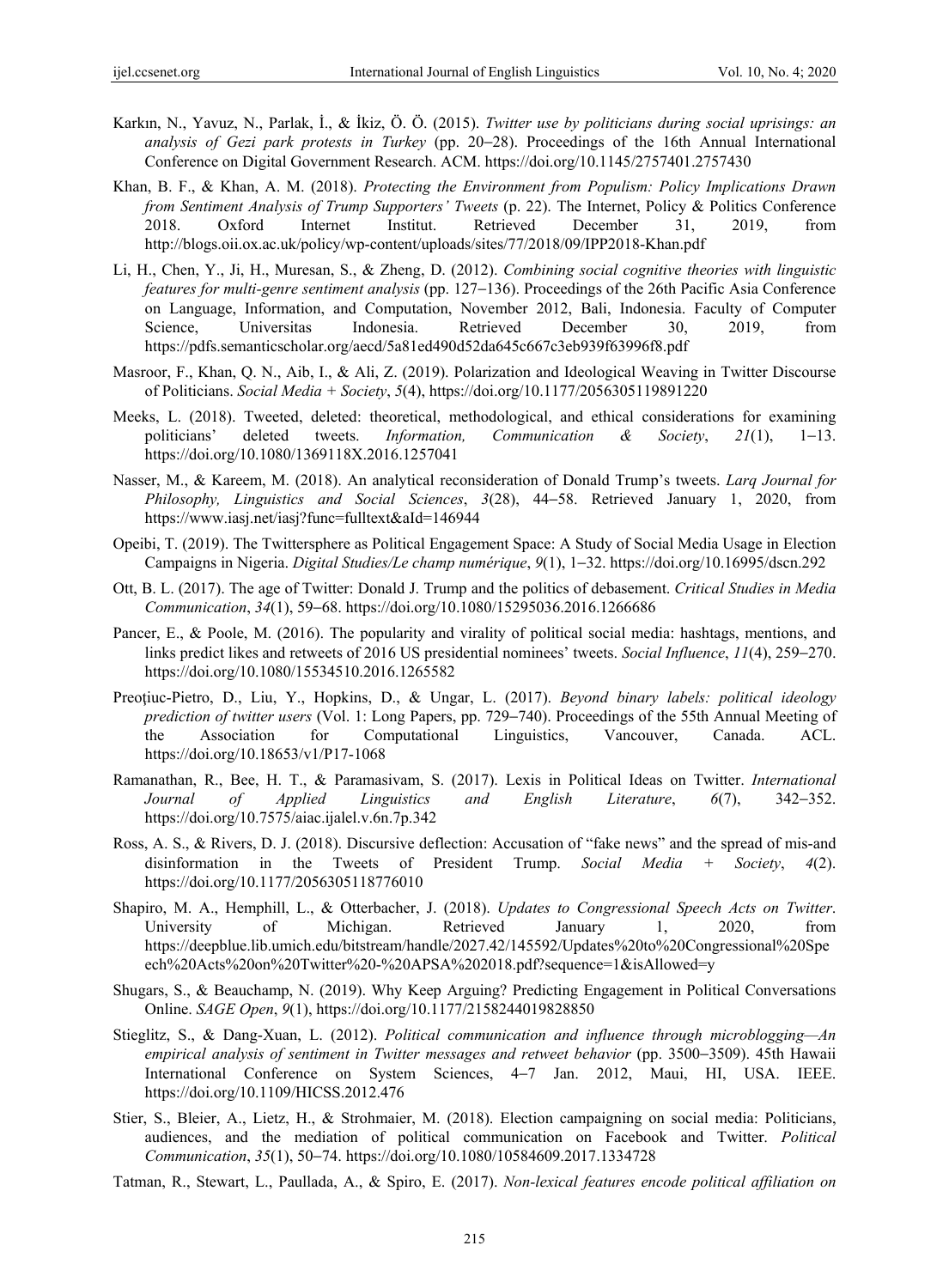Karkın, N., Yavuz, N., Parlak, İ., & İkiz, Ö. Ö. (2015). *Twitter use by politicians during social uprisings: an analysis of Gezi park protests in Turkey* (pp. 20–28). Proceedings of the 16th Annual International Conference on Digital Government Research. ACM. https://doi.org/10.1145/2757401.2757430

Khan, B. F., & Khan, A. M. (2018). *Protecting the Environment from Populism: Policy Implications Drawn from Sentiment Analysis of Trump Supporters' Tweets* (p. 22). The Internet, Policy & Politics Conference 2018. Oxford Internet Institut. Retrieved December 31, 2019, from http://blogs.oii.ox.ac.uk/policy/wp-content/uploads/sites/77/2018/09/IPP2018-Khan.pdf

Li, H., Chen, Y., Ji, H., Muresan, S., & Zheng, D. (2012). *Combining social cognitive theories with linguistic features for multi-genre sentiment analysis* (pp. 127–136). Proceedings of the 26th Pacific Asia Conference on Language, Information, and Computation, November 2012, Bali, Indonesia. Faculty of Computer Science, Universitas Indonesia. Retrieved December 30, 2019, from https://pdfs.semanticscholar.org/aecd/5a81ed490d52da645c667c3eb939f63996f8.pdf

Masroor, F., Khan, Q. N., Aib, I., & Ali, Z. (2019). Polarization and Ideological Weaving in Twitter Discourse of Politicians. *Social Media + Society*, *5*(4), https://doi.org/10.1177/2056305119891220

Meeks, L. (2018). Tweeted, deleted: theoretical, methodological, and ethical considerations for examining politicians' deleted tweets. *Information, Communication & Society*, *21*(1), 1–13. https://doi.org/10.1080/1369118X.2016.1257041

Nasser, M., & Kareem, M. (2018). An analytical reconsideration of Donald Trump's tweets. *Larq Journal for Philosophy, Linguistics and Social Sciences*, *3*(28), 44–58. Retrieved January 1, 2020, from https://www.iasj.net/iasj?func=fulltext&aId=146944

Opeibi, T. (2019). The Twittersphere as Political Engagement Space: A Study of Social Media Usage in Election Campaigns in Nigeria. *Digital Studies/Le champ numérique*, *9*(1), 1–32. https://doi.org/10.16995/dscn.292

Ott, B. L. (2017). The age of Twitter: Donald J. Trump and the politics of debasement. *Critical Studies in Media Communication*, *34*(1), 59–68. https://doi.org/10.1080/15295036.2016.1266686

Pancer, E., & Poole, M. (2016). The popularity and virality of political social media: hashtags, mentions, and links predict likes and retweets of 2016 US presidential nominees' tweets. *Social Influence*, *11*(4), 259–270. https://doi.org/10.1080/15534510.2016.1265582

Preoţiuc-Pietro, D., Liu, Y., Hopkins, D., & Ungar, L. (2017). *Beyond binary labels: political ideology prediction of twitter users* (Vol. 1: Long Papers, pp. 729–740). Proceedings of the 55th Annual Meeting of the Association for Computational Linguistics, Vancouver, Canada. ACL. https://doi.org/10.18653/v1/P17-1068

Ramanathan, R., Bee, H. T., & Paramasivam, S. (2017). Lexis in Political Ideas on Twitter. *International Journal of Applied Linguistics and English Literature*, *6*(7), 342–352. https://doi.org/10.7575/aiac.ijalel.v.6n.7p.342

Ross, A. S., & Rivers, D. J. (2018). Discursive deflection: Accusation of "fake news" and the spread of mis-and disinformation in the Tweets of President Trump. *Social Media + Society*, *4*(2). https://doi.org/10.1177/2056305118776010

Shapiro, M. A., Hemphill, L., & Otterbacher, J. (2018). *Updates to Congressional Speech Acts on Twitter*. University of Michigan. Retrieved January 1, 2020, from https://deepblue.lib.umich.edu/bitstream/handle/2027.42/145592/Updates%20to%20Congressional%20Speech%20Acts%20on%20Twitter%20-%20APSA%202018.pdf?sequence=1&isAllowed=y

Shugars, S., & Beauchamp, N. (2019). Why Keep Arguing? Predicting Engagement in Political Conversations Online. *SAGE Open*, *9*(1), https://doi.org/10.1177/2158244019828850

Stieglitz, S., & Dang-Xuan, L. (2012). *Political communication and influence through microblogging—An empirical analysis of sentiment in Twitter messages and retweet behavior* (pp. 3500–3509). 45th Hawaii International Conference on System Sciences, 4–7 Jan. 2012, Maui, HI, USA. IEEE. https://doi.org/10.1109/HICSS.2012.476

Stier, S., Bleier, A., Lietz, H., & Strohmaier, M. (2018). Election campaigning on social media: Politicians, audiences, and the mediation of political communication on Facebook and Twitter. *Political Communication*, *35*(1), 50–74. https://doi.org/10.1080/10584609.2017.1334728

Tatman, R., Stewart, L., Paullada, A., & Spiro, E. (2017). *Non-lexical features encode political affiliation on*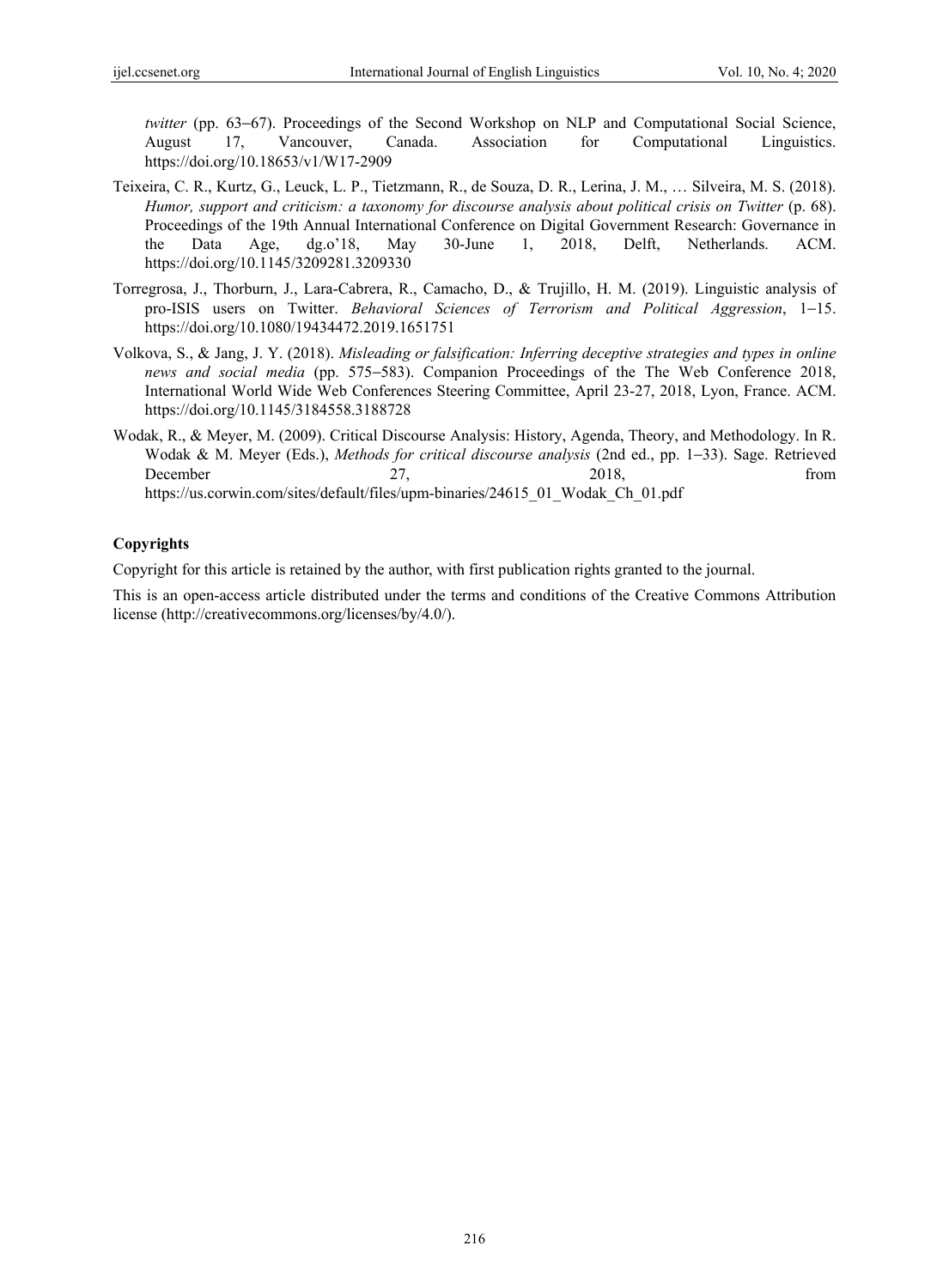*twitter* (pp. 63‒67). Proceedings of the Second Workshop on NLP and Computational Social Science, August 17, Vancouver, Canada. Association for Computational Linguistics. https://doi.org/10.18653/v1/W17-2909

Teixeira, C. R., Kurtz, G., Leuck, L. P., Tietzmann, R., de Souza, D. R., Lerina, J. M., … Silveira, M. S. (2018). *Humor, support and criticism: a taxonomy for discourse analysis about political crisis on Twitter* (p. 68). Proceedings of the 19th Annual International Conference on Digital Government Research: Governance in the Data Age, dg.o'18, May 30-June 1, 2018, Delft, Netherlands. ACM. https://doi.org/10.1145/3209281.3209330

Torregrosa, J., Thorburn, J., Lara-Cabrera, R., Camacho, D., & Trujillo, H. M. (2019). Linguistic analysis of pro-ISIS users on Twitter. *Behavioral Sciences of Terrorism and Political Aggression*, 1‒15. https://doi.org/10.1080/19434472.2019.1651751

Volkova, S., & Jang, J. Y. (2018). *Misleading or falsification: Inferring deceptive strategies and types in online news and social media* (pp. 575‒583). Companion Proceedings of the The Web Conference 2018, International World Wide Web Conferences Steering Committee, April 23-27, 2018, Lyon, France. ACM. https://doi.org/10.1145/3184558.3188728

Wodak, R., & Meyer, M. (2009). Critical Discourse Analysis: History, Agenda, Theory, and Methodology. In R. Wodak & M. Meyer (Eds.), *Methods for critical discourse analysis* (2nd ed., pp. 1‒33). Sage. Retrieved December 27, 2018, from https://us.corwin.com/sites/default/files/upm-binaries/24615_01_Wodak_Ch_01.pdf

**Copyrights**

Copyright for this article is retained by the author, with first publication rights granted to the journal.

This is an open-access article distributed under the terms and conditions of the Creative Commons Attribution license (http://creativecommons.org/licenses/by/4.0/).